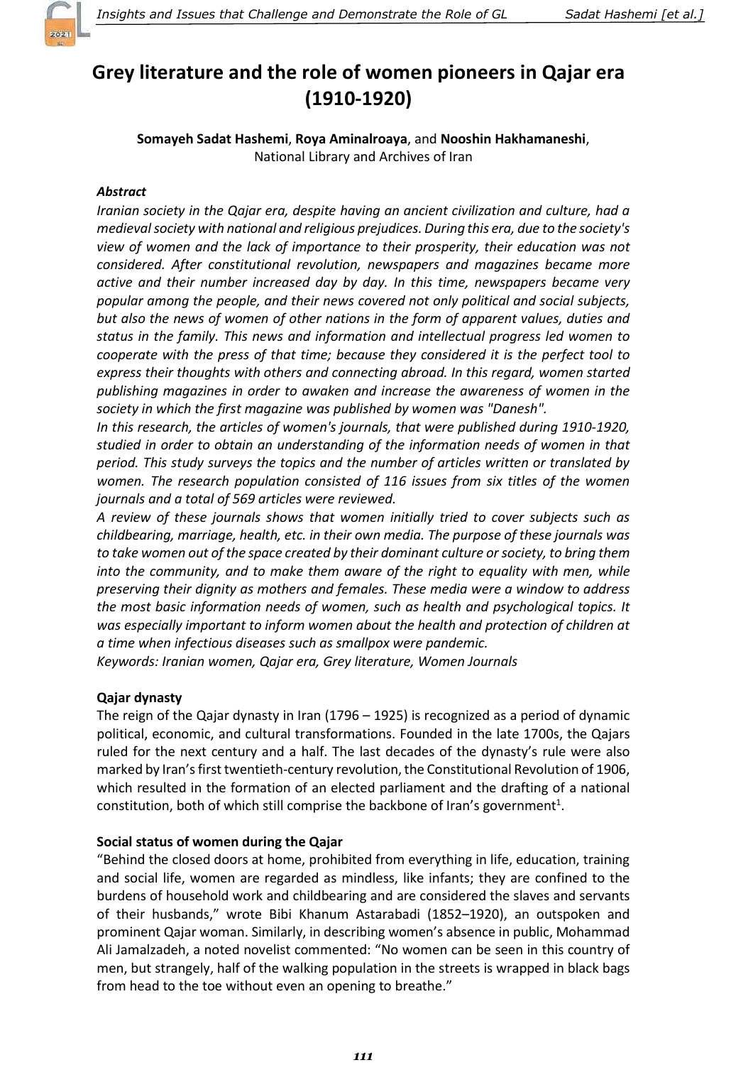# Grey literature and the role of women pioneers in Qajar era (1910-1920)

**Somayeh Sadat Hashemi**, **Roya Aminalroaya**, and **Nooshin Hakhamaneshi**,
National Library and Archives of Iran

***Abstract***

*Iranian society in the Qajar era, despite having an ancient civilization and culture, had a medieval society with national and religious prejudices. During this era, due to the society's view of women and the lack of importance to their prosperity, their education was not considered. After constitutional revolution, newspapers and magazines became more active and their number increased day by day. In this time, newspapers became very popular among the people, and their news covered not only political and social subjects, but also the news of women of other nations in the form of apparent values, duties and status in the family. This news and information and intellectual progress led women to cooperate with the press of that time; because they considered it is the perfect tool to express their thoughts with others and connecting abroad. In this regard, women started publishing magazines in order to awaken and increase the awareness of women in the society in which the first magazine was published by women was "Danesh".*

*In this research, the articles of women's journals, that were published during 1910-1920, studied in order to obtain an understanding of the information needs of women in that period. This study surveys the topics and the number of articles written or translated by women. The research population consisted of 116 issues from six titles of the women journals and a total of 569 articles were reviewed.*

*A review of these journals shows that women initially tried to cover subjects such as childbearing, marriage, health, etc. in their own media. The purpose of these journals was to take women out of the space created by their dominant culture or society, to bring them into the community, and to make them aware of the right to equality with men, while preserving their dignity as mothers and females. These media were a window to address the most basic information needs of women, such as health and psychological topics. It was especially important to inform women about the health and protection of children at a time when infectious diseases such as smallpox were pandemic.*

*Keywords: Iranian women, Qajar era, Grey literature, Women Journals*

## Qajar dynasty

The reign of the Qajar dynasty in Iran (1796 – 1925) is recognized as a period of dynamic political, economic, and cultural transformations. Founded in the late 1700s, the Qajars ruled for the next century and a half. The last decades of the dynasty's rule were also marked by Iran's first twentieth-century revolution, the Constitutional Revolution of 1906, which resulted in the formation of an elected parliament and the drafting of a national constitution, both of which still comprise the backbone of Iran's government[1].

## Social status of women during the Qajar

"Behind the closed doors at home, prohibited from everything in life, education, training and social life, women are regarded as mindless, like infants; they are confined to the burdens of household work and childbearing and are considered the slaves and servants of their husbands," wrote Bibi Khanum Astarabadi (1852–1920), an outspoken and prominent Qajar woman. Similarly, in describing women's absence in public, Mohammad Ali Jamalzadeh, a noted novelist commented: "No women can be seen in this country of men, but strangely, half of the walking population in the streets is wrapped in black bags from head to the toe without even an opening to breathe."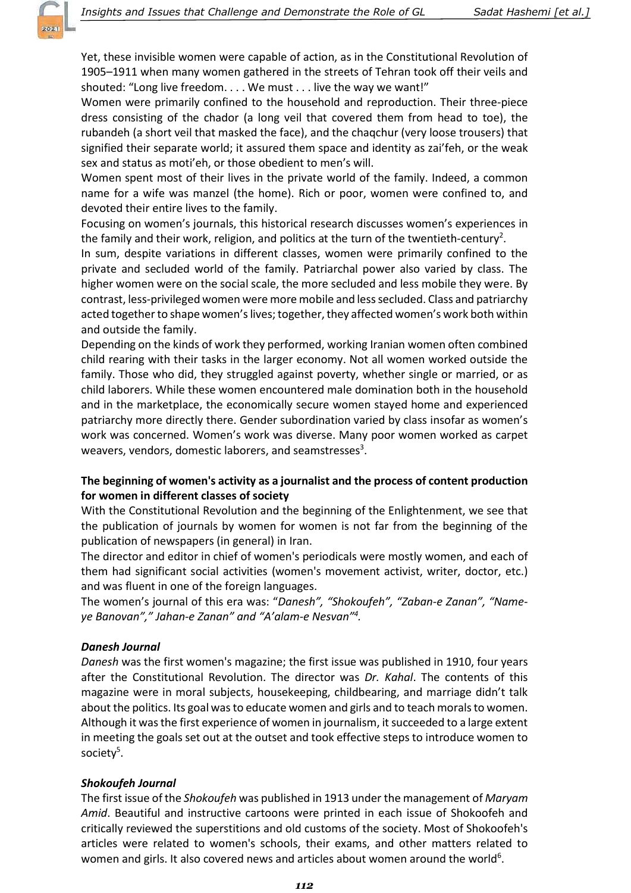Yet, these invisible women were capable of action, as in the Constitutional Revolution of 1905–1911 when many women gathered in the streets of Tehran took off their veils and shouted: “Long live freedom. . . . We must . . . live the way we want!”

Women were primarily confined to the household and reproduction. Their three-piece dress consisting of the chador (a long veil that covered them from head to toe), the rubandeh (a short veil that masked the face), and the chaqchur (very loose trousers) that signified their separate world; it assured them space and identity as zai’feh, or the weak sex and status as moti’eh, or those obedient to men’s will.

Women spent most of their lives in the private world of the family. Indeed, a common name for a wife was manzel (the home). Rich or poor, women were confined to, and devoted their entire lives to the family.

Focusing on women’s journals, this historical research discusses women’s experiences in the family and their work, religion, and politics at the turn of the twentieth-century[2].

In sum, despite variations in different classes, women were primarily confined to the private and secluded world of the family. Patriarchal power also varied by class. The higher women were on the social scale, the more secluded and less mobile they were. By contrast, less-privileged women were more mobile and less secluded. Class and patriarchy acted together to shape women’s lives; together, they affected women’s work both within and outside the family.

Depending on the kinds of work they performed, working Iranian women often combined child rearing with their tasks in the larger economy. Not all women worked outside the family. Those who did, they struggled against poverty, whether single or married, or as child laborers. While these women encountered male domination both in the household and in the marketplace, the economically secure women stayed home and experienced patriarchy more directly there. Gender subordination varied by class insofar as women’s work was concerned. Women’s work was diverse. Many poor women worked as carpet weavers, vendors, domestic laborers, and seamstresses[3].

**The beginning of women's activity as a journalist and the process of content production for women in different classes of society**

With the Constitutional Revolution and the beginning of the Enlightenment, we see that the publication of journals by women for women is not far from the beginning of the publication of newspapers (in general) in Iran.

The director and editor in chief of women's periodicals were mostly women, and each of them had significant social activities (women's movement activist, writer, doctor, etc.) and was fluent in one of the foreign languages.

The women’s journal of this era was: “*Danesh”, “Shokoufeh”, “Zaban-e Zanan”, “Name-ye Banovan”,” Jahan-e Zanan” and “A’alam-e Nesvan”*[4].

***Danesh Journal***

*Danesh* was the first women's magazine; the first issue was published in 1910, four years after the Constitutional Revolution. The director was *Dr. Kahal*. The contents of this magazine were in moral subjects, housekeeping, childbearing, and marriage didn’t talk about the politics. Its goal was to educate women and girls and to teach morals to women. Although it was the first experience of women in journalism, it succeeded to a large extent in meeting the goals set out at the outset and took effective steps to introduce women to society[5].

***Shokoufeh Journal***

The first issue of the *Shokoufeh* was published in 1913 under the management of *Maryam Amid*. Beautiful and instructive cartoons were printed in each issue of Shokoofeh and critically reviewed the superstitions and old customs of the society. Most of Shokoofeh's articles were related to women's schools, their exams, and other matters related to women and girls. It also covered news and articles about women around the world[6].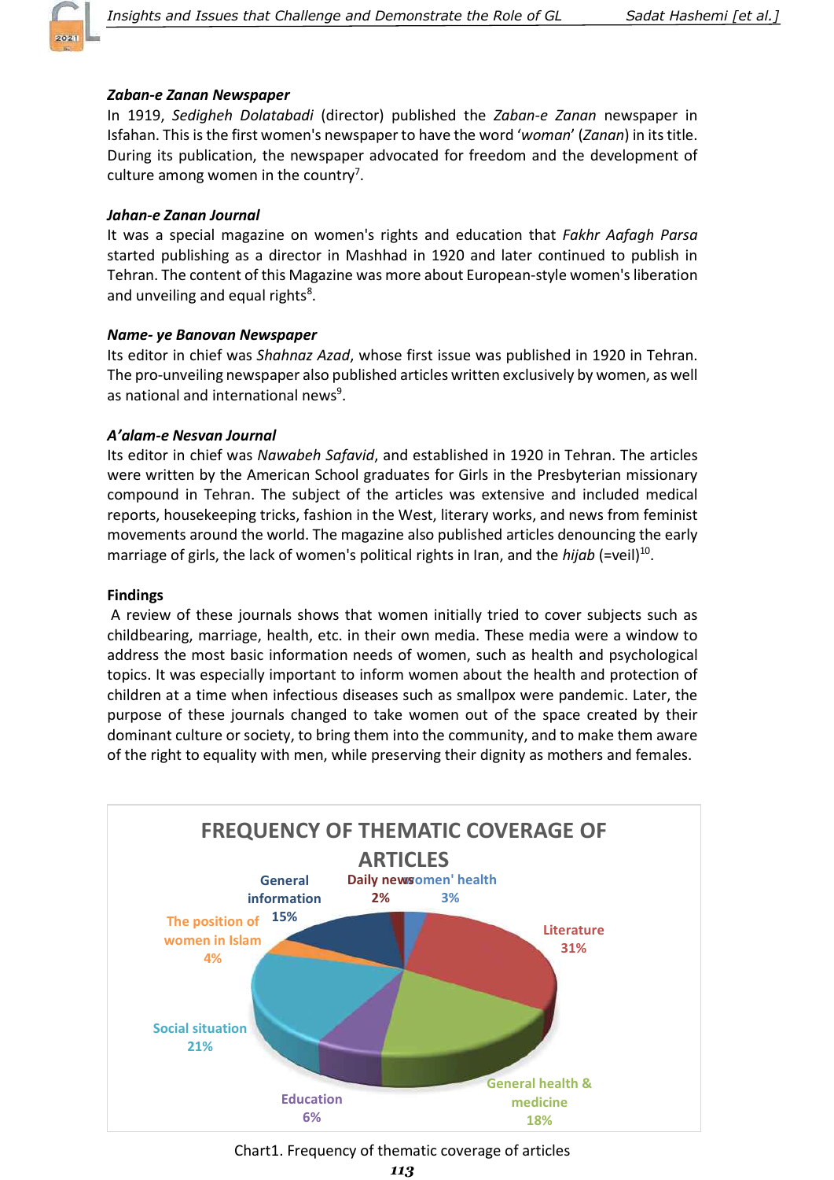### *Zaban-e Zanan* Newspaper

In 1919, *Sedigheh Dolatabadi* (director) published the *Zaban-e Zanan* newspaper in Isfahan. This is the first women's newspaper to have the word '*woman*' (*Zanan*) in its title. During its publication, the newspaper advocated for freedom and the development of culture among women in the country[7].

### *Jahan-e Zanan* Journal

It was a special magazine on women's rights and education that *Fakhr Aafagh Parsa* started publishing as a director in Mashhad in 1920 and later continued to publish in Tehran. The content of this Magazine was more about European-style women's liberation and unveiling and equal rights[8].

### *Name- ye Banovan* Newspaper

Its editor in chief was *Shahnaz Azad*, whose first issue was published in 1920 in Tehran. The pro-unveiling newspaper also published articles written exclusively by women, as well as national and international news[9].

### *A'alam-e Nesvan* Journal

Its editor in chief was *Nawabeh Safavid*, and established in 1920 in Tehran. The articles were written by the American School graduates for Girls in the Presbyterian missionary compound in Tehran. The subject of the articles was extensive and included medical reports, housekeeping tricks, fashion in the West, literary works, and news from feminist movements around the world. The magazine also published articles denouncing the early marriage of girls, the lack of women's political rights in Iran, and the *hijab* (=veil)[10].

## Findings

A review of these journals shows that women initially tried to cover subjects such as childbearing, marriage, health, etc. in their own media. These media were a window to address the most basic information needs of women, such as health and psychological topics. It was especially important to inform women about the health and protection of children at a time when infectious diseases such as smallpox were pandemic. Later, the purpose of these journals changed to take women out of the space created by their dominant culture or society, to bring them into the community, and to make them aware of the right to equality with men, while preserving their dignity as mothers and females.

**FREQUENCY OF THEMATIC COVERAGE OF ARTICLES**

| Theme | Percentage |
| --- | --- |
| Women' health | 3% |
| Literature | 31% |
| General health & medicine | 18% |
| Education | 6% |
| Social situation | 21% |
| The position of women in Islam | 4% |
| General information | 15% |
| Daily news | 2% |

Chart1. Frequency of thematic coverage of articles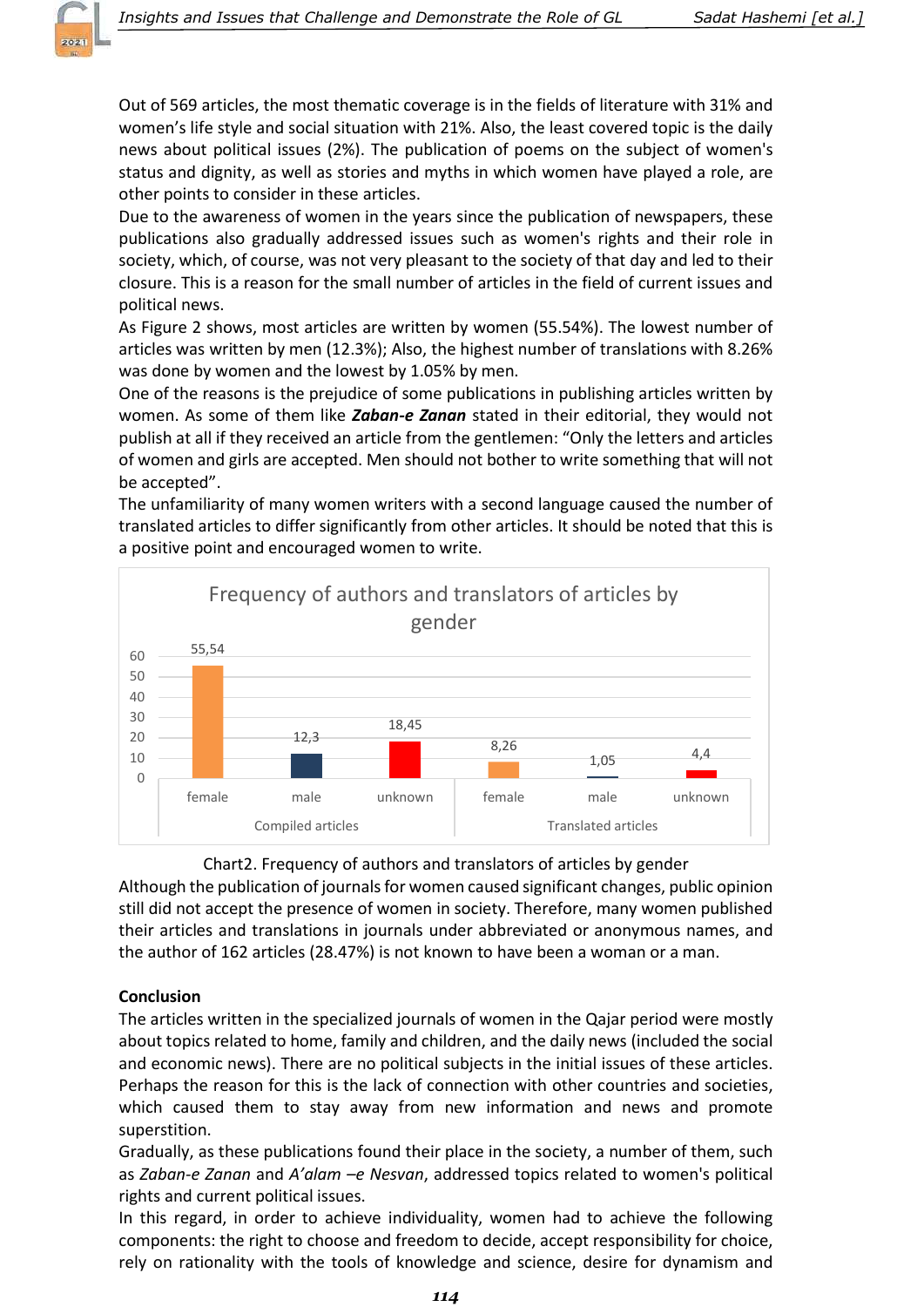Out of 569 articles, the most thematic coverage is in the fields of literature with 31% and women's life style and social situation with 21%. Also, the least covered topic is the daily news about political issues (2%). The publication of poems on the subject of women's status and dignity, as well as stories and myths in which women have played a role, are other points to consider in these articles.

Due to the awareness of women in the years since the publication of newspapers, these publications also gradually addressed issues such as women's rights and their role in society, which, of course, was not very pleasant to the society of that day and led to their closure. This is a reason for the small number of articles in the field of current issues and political news.

As Figure 2 shows, most articles are written by women (55.54%). The lowest number of articles was written by men (12.3%); Also, the highest number of translations with 8.26% was done by women and the lowest by 1.05% by men.

One of the reasons is the prejudice of some publications in publishing articles written by women. As some of them like ***Zaban-e Zanan*** stated in their editorial, they would not publish at all if they received an article from the gentlemen: "Only the letters and articles of women and girls are accepted. Men should not bother to write something that will not be accepted".

The unfamiliarity of many women writers with a second language caused the number of translated articles to differ significantly from other articles. It should be noted that this is a positive point and encouraged women to write.

**Frequency of authors and translators of articles by gender**

| | Compiled articles | | | Translated articles | | |
|---|---|---|---|---|---|---|
| | female | male | unknown | female | male | unknown |
| % | 55,54 | 12,3 | 18,45 | 8,26 | 1,05 | 4,4 |

Chart2. Frequency of authors and translators of articles by gender

Although the publication of journals for women caused significant changes, public opinion still did not accept the presence of women in society. Therefore, many women published their articles and translations in journals under abbreviated or anonymous names, and the author of 162 articles (28.47%) is not known to have been a woman or a man.

## Conclusion

The articles written in the specialized journals of women in the Qajar period were mostly about topics related to home, family and children, and the daily news (included the social and economic news). There are no political subjects in the initial issues of these articles. Perhaps the reason for this is the lack of connection with other countries and societies, which caused them to stay away from new information and news and promote superstition.

Gradually, as these publications found their place in the society, a number of them, such as *Zaban-e Zanan* and *A'alam –e Nesvan*, addressed topics related to women's political rights and current political issues.

In this regard, in order to achieve individuality, women had to achieve the following components: the right to choose and freedom to decide, accept responsibility for choice, rely on rationality with the tools of knowledge and science, desire for dynamism and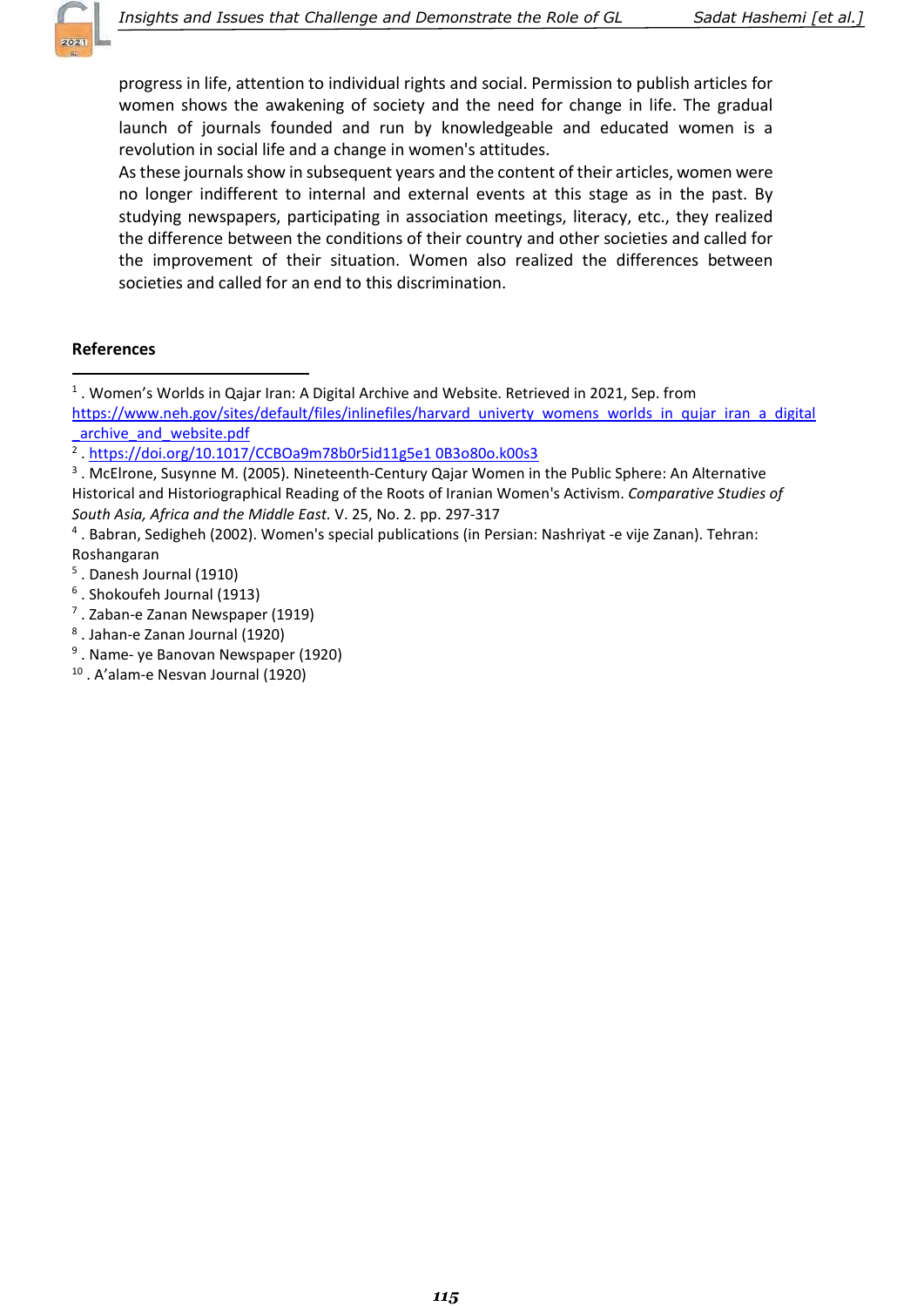progress in life, attention to individual rights and social. Permission to publish articles for women shows the awakening of society and the need for change in life. The gradual launch of journals founded and run by knowledgeable and educated women is a revolution in social life and a change in women's attitudes.

As these journals show in subsequent years and the content of their articles, women were no longer indifferent to internal and external events at this stage as in the past. By studying newspapers, participating in association meetings, literacy, etc., they realized the difference between the conditions of their country and other societies and called for the improvement of their situation. Women also realized the differences between societies and called for an end to this discrimination.

## References

---

[1] . Women's Worlds in Qajar Iran: A Digital Archive and Website. Retrieved in 2021, Sep. from https://www.neh.gov/sites/default/files/inlinefiles/harvard_univerty_womens_worlds_in_qujar_iran_a_digital_archive_and_website.pdf

[2] . https://doi.org/10.1017/CCBOa9m78b0r5id11g5e1 0B3o80o.k00s3

[3] . McElrone, Susynne M. (2005). Nineteenth-Century Qajar Women in the Public Sphere: An Alternative Historical and Historiographical Reading of the Roots of Iranian Women's Activism. *Comparative Studies of South Asia, Africa and the Middle East.* V. 25, No. 2. pp. 297-317

[4] . Babran, Sedigheh (2002). Women's special publications (in Persian: Nashriyat -e vije Zanan). Tehran: Roshangaran

[5] . Danesh Journal (1910)

[6] . Shokoufeh Journal (1913)

[7] . Zaban-e Zanan Newspaper (1919)

[8] . Jahan-e Zanan Journal (1920)

[9] . Name- ye Banovan Newspaper (1920)

[10] . A'alam-e Nesvan Journal (1920)